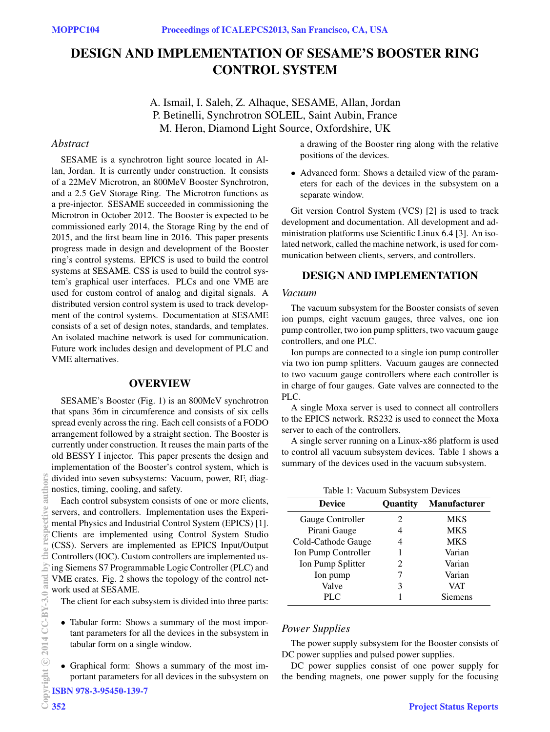# DESIGN AND IMPLEMENTATION OF SESAME'S BOOSTER RING CONTROL SYSTEM

A. Ismail, I. Saleh, Z. Alhaque, SESAME, Allan, Jordan
P. Betinelli, Synchrotron SOLEIL, Saint Aubin, France
M. Heron, Diamond Light Source, Oxfordshire, UK

## *Abstract*

SESAME is a synchrotron light source located in Allan, Jordan. It is currently under construction. It consists of a 22MeV Microtron, an 800MeV Booster Synchrotron, and a 2.5 GeV Storage Ring. The Microtron functions as a pre-injector. SESAME succeeded in commissioning the Microtron in October 2012. The Booster is expected to be commissioned early 2014, the Storage Ring by the end of 2015, and the first beam line in 2016. This paper presents progress made in design and development of the Booster ring's control systems. EPICS is used to build the control systems at SESAME. CSS is used to build the control system's graphical user interfaces. PLCs and one VME are used for custom control of analog and digital signals. A distributed version control system is used to track development of the control systems. Documentation at SESAME consists of a set of design notes, standards, and templates. An isolated machine network is used for communication. Future work includes design and development of PLC and VME alternatives.

## OVERVIEW

SESAME's Booster (Fig. 1) is an 800MeV synchrotron that spans 36m in circumference and consists of six cells spread evenly across the ring. Each cell consists of a FODO arrangement followed by a straight section. The Booster is currently under construction. It reuses the main parts of the old BESSY I injector. This paper presents the design and implementation of the Booster's control system, which is divided into seven subsystems: Vacuum, power, RF, diagnostics, timing, cooling, and safety.

Each control subsystem consists of one or more clients, servers, and controllers. Implementation uses the Experimental Physics and Industrial Control System (EPICS) [1]. Clients are implemented using Control System Studio (CSS). Servers are implemented as EPICS Input/Output Controllers (IOC). Custom controllers are implemented using Siemens S7 Programmable Logic Controller (PLC) and VME crates. Fig. 2 shows the topology of the control network used at SESAME.

The client for each subsystem is divided into three parts:

- Tabular form: Shows a summary of the most important parameters for all the devices in the subsystem in tabular form on a single window.
- Graphical form: Shows a summary of the most important parameters for all devices in the subsystem on a drawing of the Booster ring along with the relative positions of the devices.
- Advanced form: Shows a detailed view of the parameters for each of the devices in the subsystem on a separate window.

Git version Control System (VCS) [2] is used to track development and documentation. All development and administration platforms use Scientific Linux 6.4 [3]. An isolated network, called the machine network, is used for communication between clients, servers, and controllers.

## DESIGN AND IMPLEMENTATION

### *Vacuum*

The vacuum subsystem for the Booster consists of seven ion pumps, eight vacuum gauges, three valves, one ion pump controller, two ion pump splitters, two vacuum gauge controllers, and one PLC.

Ion pumps are connected to a single ion pump controller via two ion pump splitters. Vacuum gauges are connected to two vacuum gauge controllers where each controller is in charge of four gauges. Gate valves are connected to the PLC.

A single Moxa server is used to connect all controllers to the EPICS network. RS232 is used to connect the Moxa server to each of the controllers.

A single server running on a Linux-x86 platform is used to control all vacuum subsystem devices. Table 1 shows a summary of the devices used in the vacuum subsystem.

Table 1: Vacuum Subsystem Devices

| Device | Quantity | Manufacturer |
|---|---|---|
| Gauge Controller | 2 | MKS |
| Pirani Gauge | 4 | MKS |
| Cold-Cathode Gauge | 4 | MKS |
| Ion Pump Controller | 1 | Varian |
| Ion Pump Splitter | 2 | Varian |
| Ion pump | 7 | Varian |
| Valve | 3 | VAT |
| PLC | 1 | Siemens |

### *Power Supplies*

The power supply subsystem for the Booster consists of DC power supplies and pulsed power supplies.

DC power supplies consist of one power supply for the bending magnets, one power supply for the focusing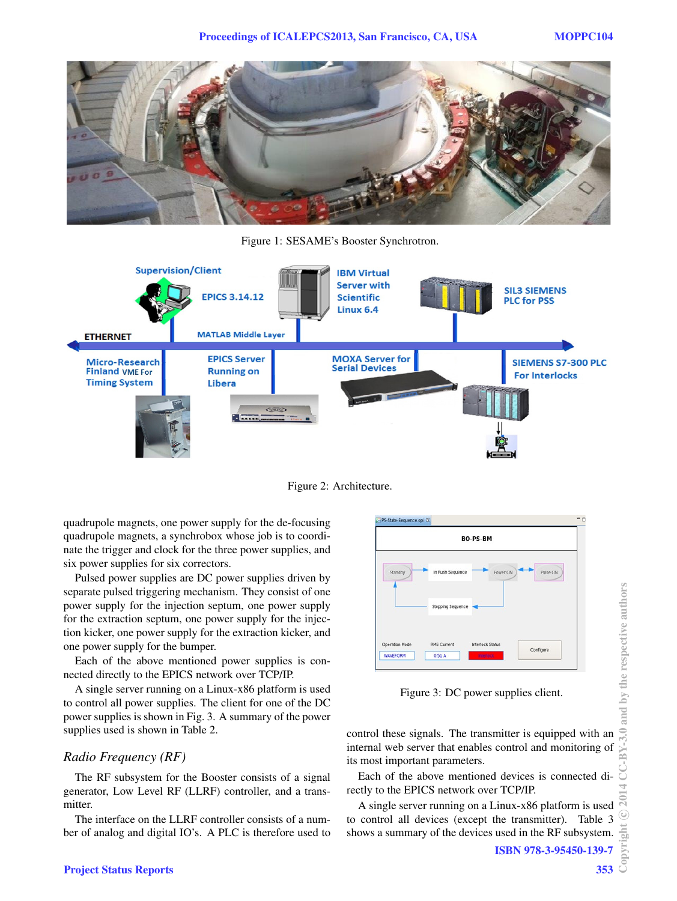Figure 1: SESAME's Booster Synchrotron.

Figure 2: Architecture.

quadrupole magnets, one power supply for the de-focusing quadrupole magnets, a synchrobox whose job is to coordinate the trigger and clock for the three power supplies, and six power supplies for six correctors.

Pulsed power supplies are DC power supplies driven by separate pulsed triggering mechanism. They consist of one power supply for the injection septum, one power supply for the extraction septum, one power supply for the injection kicker, one power supply for the extraction kicker, and one power supply for the bumper.

Each of the above mentioned power supplies is connected directly to the EPICS network over TCP/IP.

A single server running on a Linux-x86 platform is used to control all power supplies. The client for one of the DC power supplies is shown in Fig. 3. A summary of the power supplies used is shown in Table 2.

### *Radio Frequency (RF)*

The RF subsystem for the Booster consists of a signal generator, Low Level RF (LLRF) controller, and a transmitter.

The interface on the LLRF controller consists of a number of analog and digital IO's. A PLC is therefore used to control these signals. The transmitter is equipped with an internal web server that enables control and monitoring of its most important parameters.

Figure 3: DC power supplies client.

Each of the above mentioned devices is connected directly to the EPICS network over TCP/IP.

A single server running on a Linux-x86 platform is used to control all devices (except the transmitter). Table 3 shows a summary of the devices used in the RF subsystem.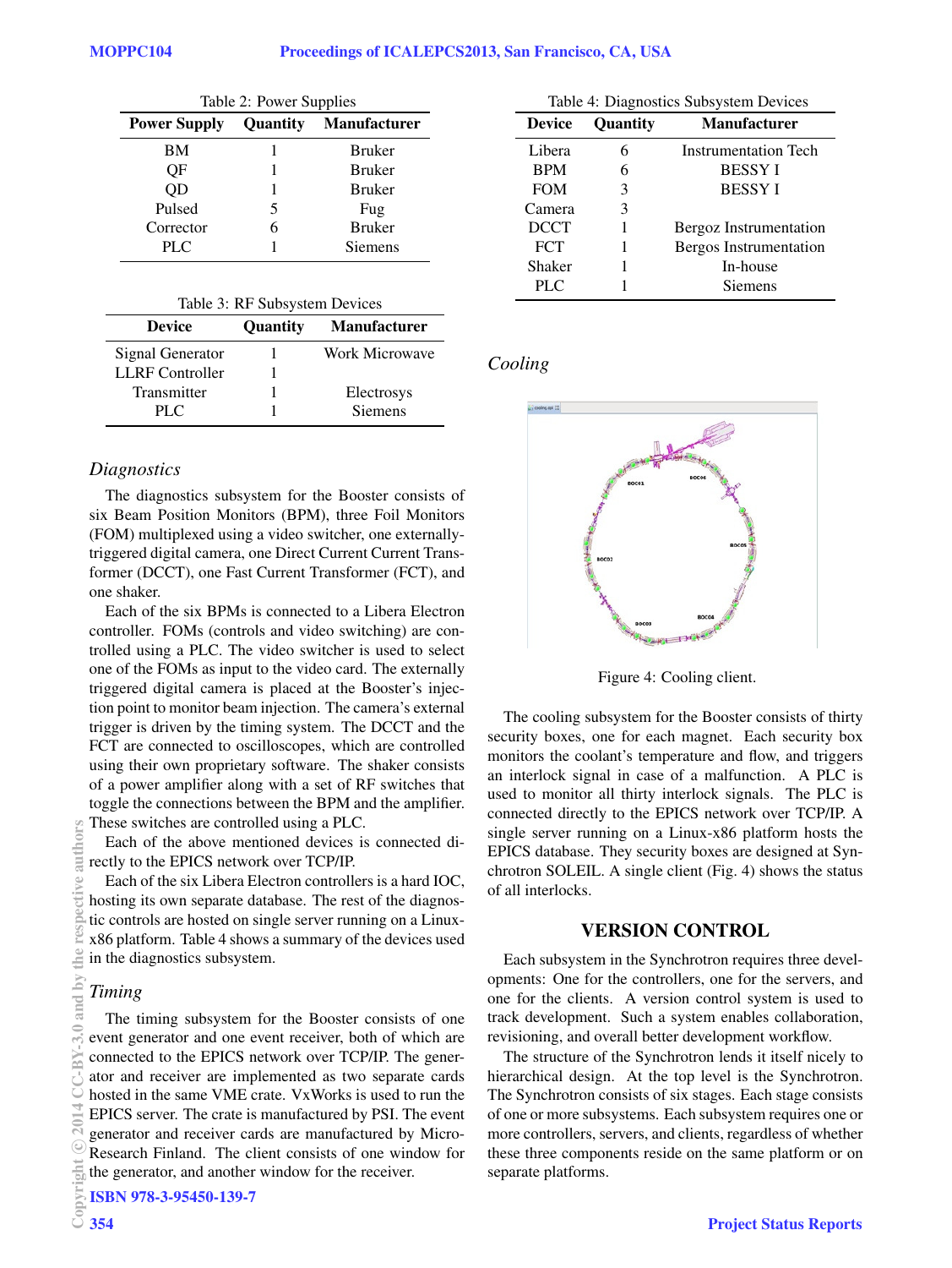Table 2: Power Supplies

| Power Supply | Quantity | Manufacturer |
|---|---|---|
| BM | 1 | Bruker |
| QF | 1 | Bruker |
| QD | 1 | Bruker |
| Pulsed | 5 | Fug |
| Corrector | 6 | Bruker |
| PLC | 1 | Siemens |

Table 3: RF Subsystem Devices

| Device | Quantity | Manufacturer |
|---|---|---|
| Signal Generator | 1 | Work Microwave |
| LLRF Controller | 1 | |
| Transmitter | 1 | Electrosys |
| PLC | 1 | Siemens |

### *Diagnostics*

The diagnostics subsystem for the Booster consists of six Beam Position Monitors (BPM), three Foil Monitors (FOM) multiplexed using a video switcher, one externally-triggered digital camera, one Direct Current Current Transformer (DCCT), one Fast Current Transformer (FCT), and one shaker.

Each of the six BPMs is connected to a Libera Electron controller. FOMs (controls and video switching) are controlled using a PLC. The video switcher is used to select one of the FOMs as input to the video card. The externally triggered digital camera is placed at the Booster's injection point to monitor beam injection. The camera's external trigger is driven by the timing system. The DCCT and the FCT are connected to oscilloscopes, which are controlled using their own proprietary software. The shaker consists of a power amplifier along with a set of RF switches that toggle the connections between the BPM and the amplifier. These switches are controlled using a PLC.

Each of the above mentioned devices is connected directly to the EPICS network over TCP/IP.

Each of the six Libera Electron controllers is a hard IOC, hosting its own separate database. The rest of the diagnostic controls are hosted on single server running on a Linux-x86 platform. Table 4 shows a summary of the devices used in the diagnostics subsystem.

### *Timing*

The timing subsystem for the Booster consists of one event generator and one event receiver, both of which are connected to the EPICS network over TCP/IP. The generator and receiver are implemented as two separate cards hosted in the same VME crate. VxWorks is used to run the EPICS server. The crate is manufactured by PSI. The event generator and receiver cards are manufactured by Micro-Research Finland. The client consists of one window for the generator, and another window for the receiver.

Table 4: Diagnostics Subsystem Devices

| Device | Quantity | Manufacturer |
|---|---|---|
| Libera | 6 | Instrumentation Tech |
| BPM | 6 | BESSY I |
| FOM | 3 | BESSY I |
| Camera | 3 | |
| DCCT | 1 | Bergoz Instrumentation |
| FCT | 1 | Bergos Instrumentation |
| Shaker | 1 | In-house |
| PLC | 1 | Siemens |

### *Cooling*

Figure 4: Cooling client.

The cooling subsystem for the Booster consists of thirty security boxes, one for each magnet. Each security box monitors the coolant's temperature and flow, and triggers an interlock signal in case of a malfunction. A PLC is used to monitor all thirty interlock signals. The PLC is connected directly to the EPICS network over TCP/IP. A single server running on a Linux-x86 platform hosts the EPICS database. They security boxes are designed at Synchrotron SOLEIL. A single client (Fig. 4) shows the status of all interlocks.

## VERSION CONTROL

Each subsystem in the Synchrotron requires three developments: One for the controllers, one for the servers, and one for the clients. A version control system is used to track development. Such a system enables collaboration, revisioning, and overall better development workflow.

The structure of the Synchrotron lends it itself nicely to hierarchical design. At the top level is the Synchrotron. The Synchrotron consists of six stages. Each stage consists of one or more subsystems. Each subsystem requires one or more controllers, servers, and clients, regardless of whether these three components reside on the same platform or on separate platforms.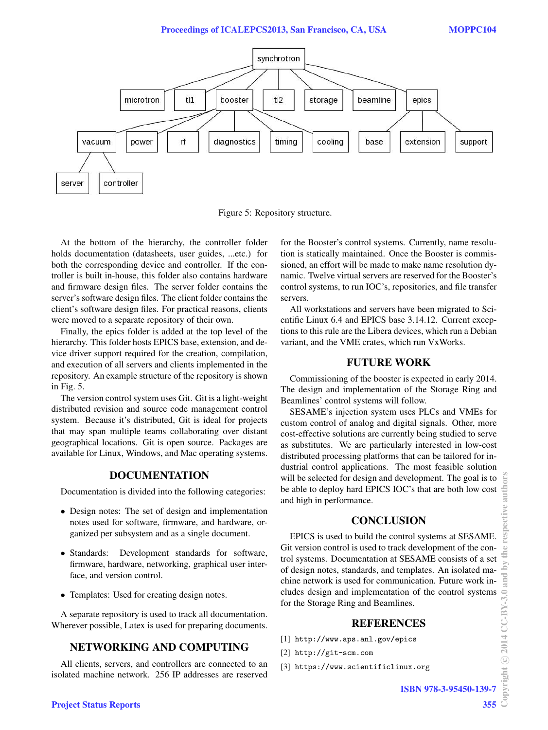synchrotron

microtron

tl1

booster

tl2

storage

beamline

epics

vacuum

power

rf

diagnostics

timing

cooling

base

extension

support

server

controller

Figure 5: Repository structure.

At the bottom of the hierarchy, the controller folder holds documentation (datasheets, user guides, ...etc.) for both the corresponding device and controller. If the controller is built in-house, this folder also contains hardware and firmware design files. The server folder contains the server's software design files. The client folder contains the client's software design files. For practical reasons, clients were moved to a separate repository of their own.

Finally, the epics folder is added at the top level of the hierarchy. This folder hosts EPICS base, extension, and device driver support required for the creation, compilation, and execution of all servers and clients implemented in the repository. An example structure of the repository is shown in Fig. 5.

The version control system uses Git. Git is a light-weight distributed revision and source code management control system. Because it's distributed, Git is ideal for projects that may span multiple teams collaborating over distant geographical locations. Git is open source. Packages are available for Linux, Windows, and Mac operating systems.

## DOCUMENTATION

Documentation is divided into the following categories:

- Design notes: The set of design and implementation notes used for software, firmware, and hardware, organized per subsystem and as a single document.
- Standards: Development standards for software, firmware, hardware, networking, graphical user interface, and version control.
- Templates: Used for creating design notes.

A separate repository is used to track all documentation. Wherever possible, Latex is used for preparing documents.

## NETWORKING AND COMPUTING

All clients, servers, and controllers are connected to an isolated machine network. 256 IP addresses are reserved for the Booster's control systems. Currently, name resolution is statically maintained. Once the Booster is commissioned, an effort will be made to make name resolution dynamic. Twelve virtual servers are reserved for the Booster's control systems, to run IOC's, repositories, and file transfer servers.

All workstations and servers have been migrated to Scientific Linux 6.4 and EPICS base 3.14.12. Current exceptions to this rule are the Libera devices, which run a Debian variant, and the VME crates, which run VxWorks.

## FUTURE WORK

Commissioning of the booster is expected in early 2014. The design and implementation of the Storage Ring and Beamlines' control systems will follow.

SESAME's injection system uses PLCs and VMEs for custom control of analog and digital signals. Other, more cost-effective solutions are currently being studied to serve as substitutes. We are particularly interested in low-cost distributed processing platforms that can be tailored for industrial control applications. The most feasible solution will be selected for design and development. The goal is to be able to deploy hard EPICS IOC's that are both low cost and high in performance.

## CONCLUSION

EPICS is used to build the control systems at SESAME. Git version control is used to track development of the control systems. Documentation at SESAME consists of a set of design notes, standards, and templates. An isolated machine network is used for communication. Future work includes design and implementation of the control systems for the Storage Ring and Beamlines.

## REFERENCES

[1] http://www.aps.anl.gov/epics

[2] http://git-scm.com

[3] https://www.scientificlinux.org